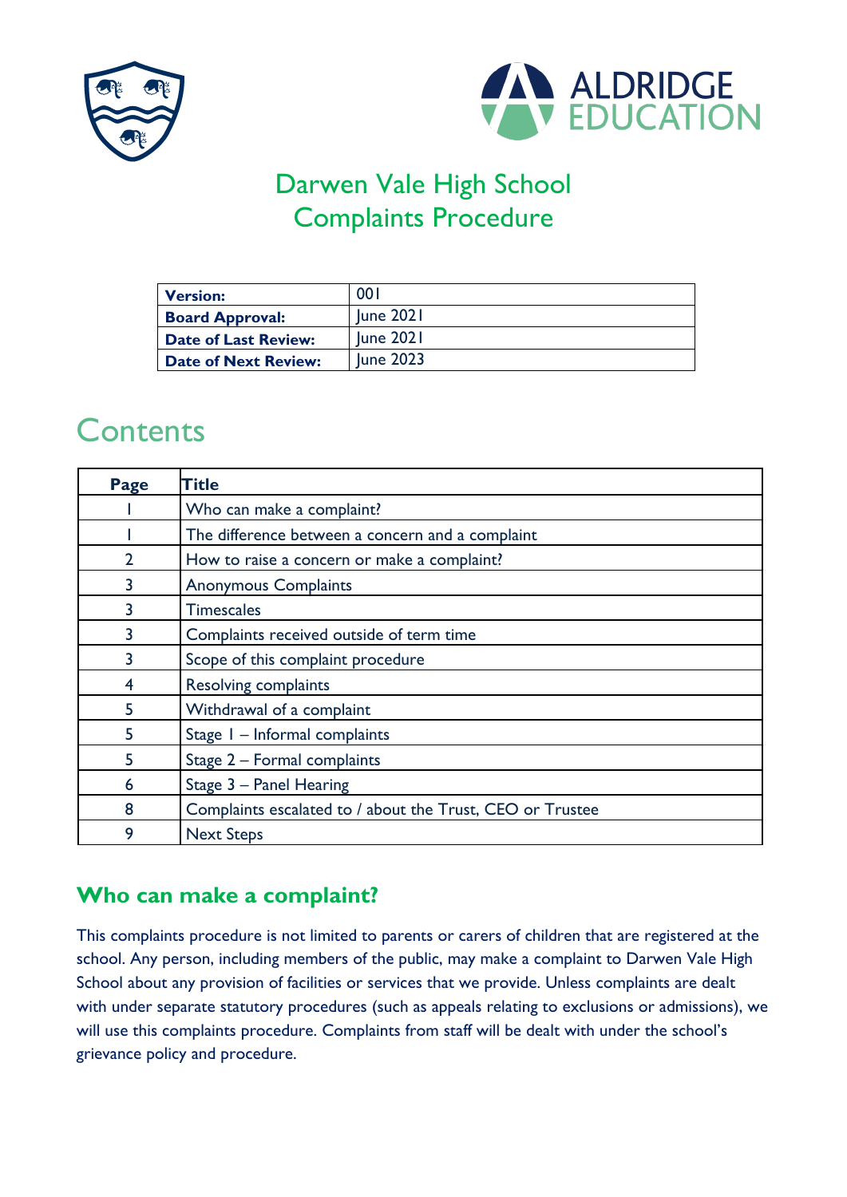# Darwen Vale High School
# Complaints Procedure

| Version: | 001 |
| --- | --- |
| Board Approval: | June 2021 |
| Date of Last Review: | June 2021 |
| Date of Next Review: | June 2023 |

## Contents

| Page | Title |
| --- | --- |
| 1 | Who can make a complaint? |
| 1 | The difference between a concern and a complaint |
| 2 | How to raise a concern or make a complaint? |
| 3 | Anonymous Complaints |
| 3 | Timescales |
| 3 | Complaints received outside of term time |
| 3 | Scope of this complaint procedure |
| 4 | Resolving complaints |
| 5 | Withdrawal of a complaint |
| 5 | Stage 1 – Informal complaints |
| 5 | Stage 2 – Formal complaints |
| 6 | Stage 3 – Panel Hearing |
| 8 | Complaints escalated to / about the Trust, CEO or Trustee |
| 9 | Next Steps |

## Who can make a complaint?

This complaints procedure is not limited to parents or carers of children that are registered at the school. Any person, including members of the public, may make a complaint to Darwen Vale High School about any provision of facilities or services that we provide. Unless complaints are dealt with under separate statutory procedures (such as appeals relating to exclusions or admissions), we will use this complaints procedure. Complaints from staff will be dealt with under the school's grievance policy and procedure.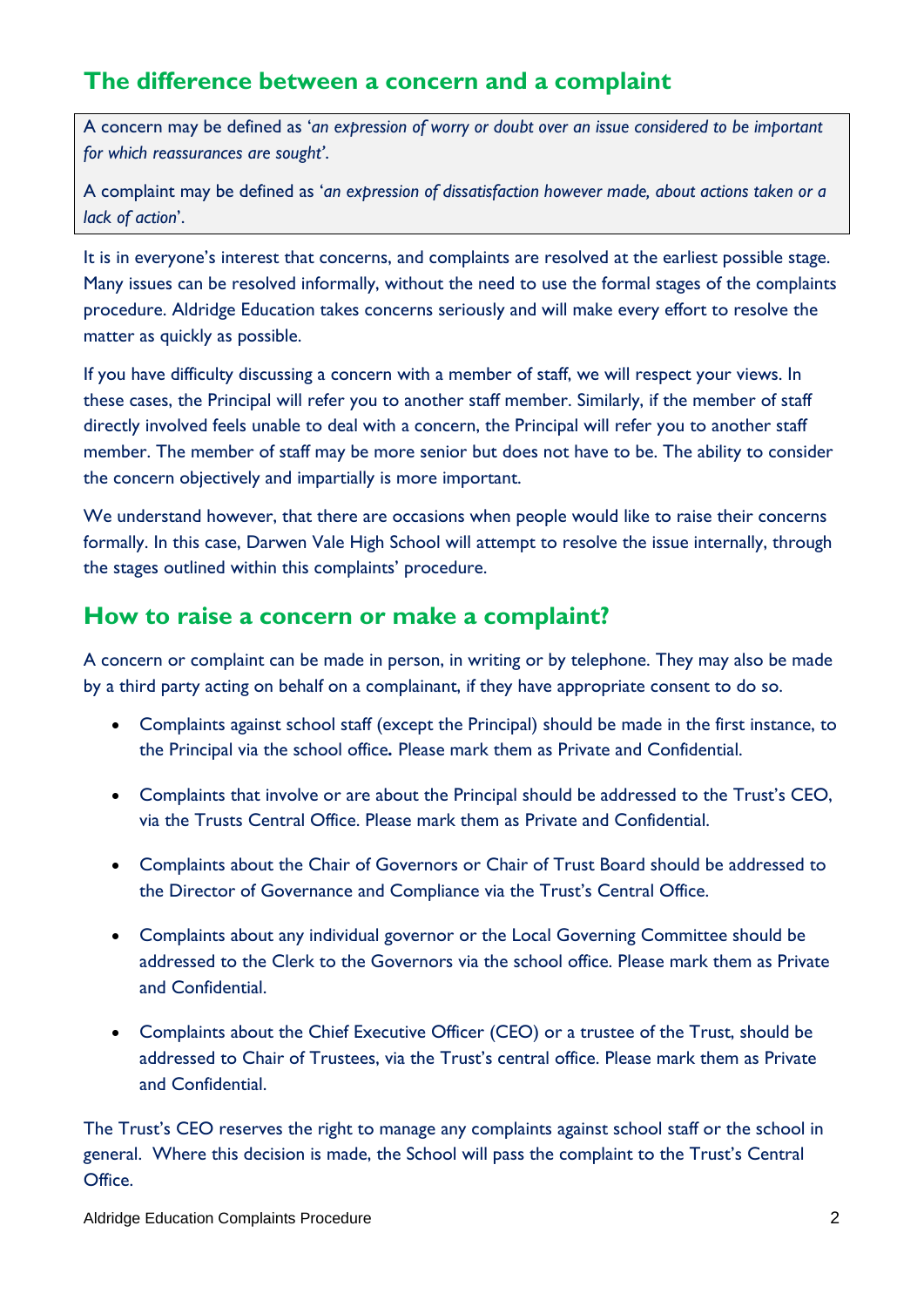## The difference between a concern and a complaint

A concern may be defined as '*an expression of worry or doubt over an issue considered to be important for which reassurances are sought*'.

A complaint may be defined as '*an expression of dissatisfaction however made, about actions taken or a lack of action*'.

It is in everyone's interest that concerns, and complaints are resolved at the earliest possible stage. Many issues can be resolved informally, without the need to use the formal stages of the complaints procedure. Aldridge Education takes concerns seriously and will make every effort to resolve the matter as quickly as possible.

If you have difficulty discussing a concern with a member of staff, we will respect your views. In these cases, the Principal will refer you to another staff member. Similarly, if the member of staff directly involved feels unable to deal with a concern, the Principal will refer you to another staff member. The member of staff may be more senior but does not have to be. The ability to consider the concern objectively and impartially is more important.

We understand however, that there are occasions when people would like to raise their concerns formally. In this case, Darwen Vale High School will attempt to resolve the issue internally, through the stages outlined within this complaints' procedure.

## How to raise a concern or make a complaint?

A concern or complaint can be made in person, in writing or by telephone. They may also be made by a third party acting on behalf on a complainant, if they have appropriate consent to do so.

- Complaints against school staff (except the Principal) should be made in the first instance, to the Principal via the school office**.** Please mark them as Private and Confidential.
- Complaints that involve or are about the Principal should be addressed to the Trust's CEO, via the Trusts Central Office. Please mark them as Private and Confidential.
- Complaints about the Chair of Governors or Chair of Trust Board should be addressed to the Director of Governance and Compliance via the Trust's Central Office.
- Complaints about any individual governor or the Local Governing Committee should be addressed to the Clerk to the Governors via the school office. Please mark them as Private and Confidential.
- Complaints about the Chief Executive Officer (CEO) or a trustee of the Trust, should be addressed to Chair of Trustees, via the Trust's central office. Please mark them as Private and Confidential.

The Trust's CEO reserves the right to manage any complaints against school staff or the school in general. Where this decision is made, the School will pass the complaint to the Trust's Central Office.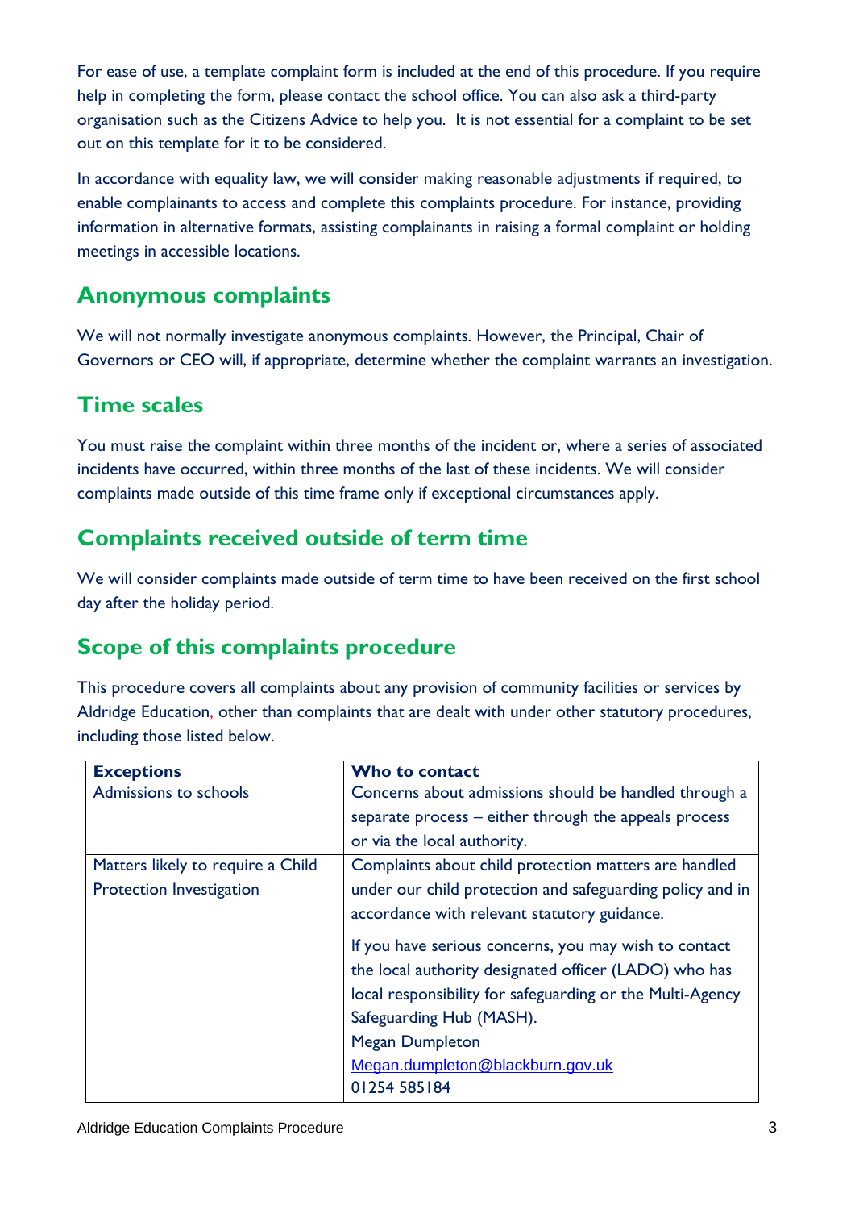For ease of use, a template complaint form is included at the end of this procedure. If you require help in completing the form, please contact the school office. You can also ask a third-party organisation such as the Citizens Advice to help you. It is not essential for a complaint to be set out on this template for it to be considered.

In accordance with equality law, we will consider making reasonable adjustments if required, to enable complainants to access and complete this complaints procedure. For instance, providing information in alternative formats, assisting complainants in raising a formal complaint or holding meetings in accessible locations.

## Anonymous complaints

We will not normally investigate anonymous complaints. However, the Principal, Chair of Governors or CEO will, if appropriate, determine whether the complaint warrants an investigation.

## Time scales

You must raise the complaint within three months of the incident or, where a series of associated incidents have occurred, within three months of the last of these incidents. We will consider complaints made outside of this time frame only if exceptional circumstances apply.

## Complaints received outside of term time

We will consider complaints made outside of term time to have been received on the first school day after the holiday period.

## Scope of this complaints procedure

This procedure covers all complaints about any provision of community facilities or services by Aldridge Education, other than complaints that are dealt with under other statutory procedures, including those listed below.

| **Exceptions** | **Who to contact** |
| --- | --- |
| Admissions to schools | Concerns about admissions should be handled through a separate process – either through the appeals process or via the local authority. |
| Matters likely to require a Child Protection Investigation | Complaints about child protection matters are handled under our child protection and safeguarding policy and in accordance with relevant statutory guidance.<br><br>If you have serious concerns, you may wish to contact the local authority designated officer (LADO) who has local responsibility for safeguarding or the Multi-Agency Safeguarding Hub (MASH).<br>Megan Dumpleton<br>Megan.dumpleton@blackburn.gov.uk<br>01254 585184 |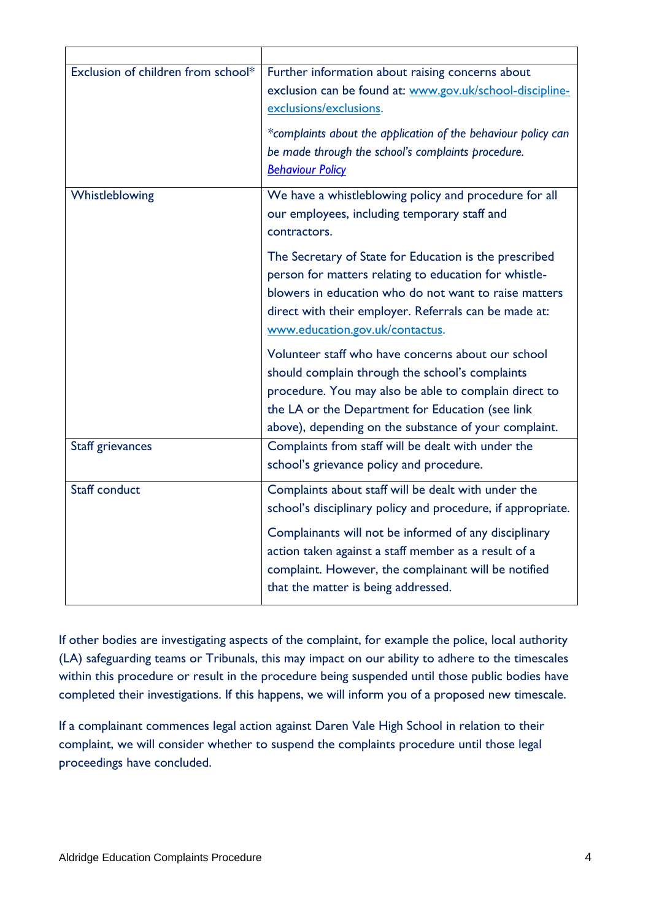| | |
|---|---|
| Exclusion of children from school* | Further information about raising concerns about exclusion can be found at: [www.gov.uk/school-discipline-exclusions/exclusions](www.gov.uk/school-discipline-exclusions/exclusions).<br><br>**complaints about the application of the behaviour policy can be made through the school's complaints procedure.* [*Behaviour Policy*]() |
| Whistleblowing | We have a whistleblowing policy and procedure for all our employees, including temporary staff and contractors.<br><br>The Secretary of State for Education is the prescribed person for matters relating to education for whistle-blowers in education who do not want to raise matters direct with their employer. Referrals can be made at: [www.education.gov.uk/contactus](www.education.gov.uk/contactus).<br><br>Volunteer staff who have concerns about our school should complain through the school's complaints procedure. You may also be able to complain direct to the LA or the Department for Education (see link above), depending on the substance of your complaint. |
| Staff grievances | Complaints from staff will be dealt with under the school's grievance policy and procedure. |
| Staff conduct | Complaints about staff will be dealt with under the school's disciplinary policy and procedure, if appropriate.<br><br>Complainants will not be informed of any disciplinary action taken against a staff member as a result of a complaint. However, the complainant will be notified that the matter is being addressed. |

If other bodies are investigating aspects of the complaint, for example the police, local authority (LA) safeguarding teams or Tribunals, this may impact on our ability to adhere to the timescales within this procedure or result in the procedure being suspended until those public bodies have completed their investigations. If this happens, we will inform you of a proposed new timescale.

If a complainant commences legal action against Daren Vale High School in relation to their complaint, we will consider whether to suspend the complaints procedure until those legal proceedings have concluded.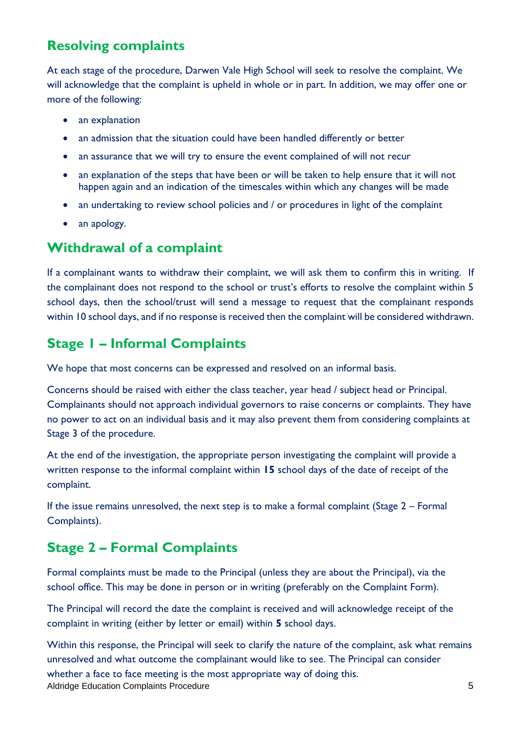## Resolving complaints

At each stage of the procedure, Darwen Vale High School will seek to resolve the complaint. We will acknowledge that the complaint is upheld in whole or in part. In addition, we may offer one or more of the following:

- an explanation
- an admission that the situation could have been handled differently or better
- an assurance that we will try to ensure the event complained of will not recur
- an explanation of the steps that have been or will be taken to help ensure that it will not happen again and an indication of the timescales within which any changes will be made
- an undertaking to review school policies and / or procedures in light of the complaint
- an apology.

## Withdrawal of a complaint

If a complainant wants to withdraw their complaint, we will ask them to confirm this in writing. If the complainant does not respond to the school or trust's efforts to resolve the complaint within 5 school days, then the school/trust will send a message to request that the complainant responds within 10 school days, and if no response is received then the complaint will be considered withdrawn.

## Stage 1 – Informal Complaints

We hope that most concerns can be expressed and resolved on an informal basis.

Concerns should be raised with either the class teacher, year head / subject head or Principal. Complainants should not approach individual governors to raise concerns or complaints. They have no power to act on an individual basis and it may also prevent them from considering complaints at Stage 3 of the procedure.

At the end of the investigation, the appropriate person investigating the complaint will provide a written response to the informal complaint within **15** school days of the date of receipt of the complaint.

If the issue remains unresolved, the next step is to make a formal complaint (Stage 2 – Formal Complaints).

## Stage 2 – Formal Complaints

Formal complaints must be made to the Principal (unless they are about the Principal), via the school office. This may be done in person or in writing (preferably on the Complaint Form).

The Principal will record the date the complaint is received and will acknowledge receipt of the complaint in writing (either by letter or email) within **5** school days.

Within this response, the Principal will seek to clarify the nature of the complaint, ask what remains unresolved and what outcome the complainant would like to see. The Principal can consider whether a face to face meeting is the most appropriate way of doing this.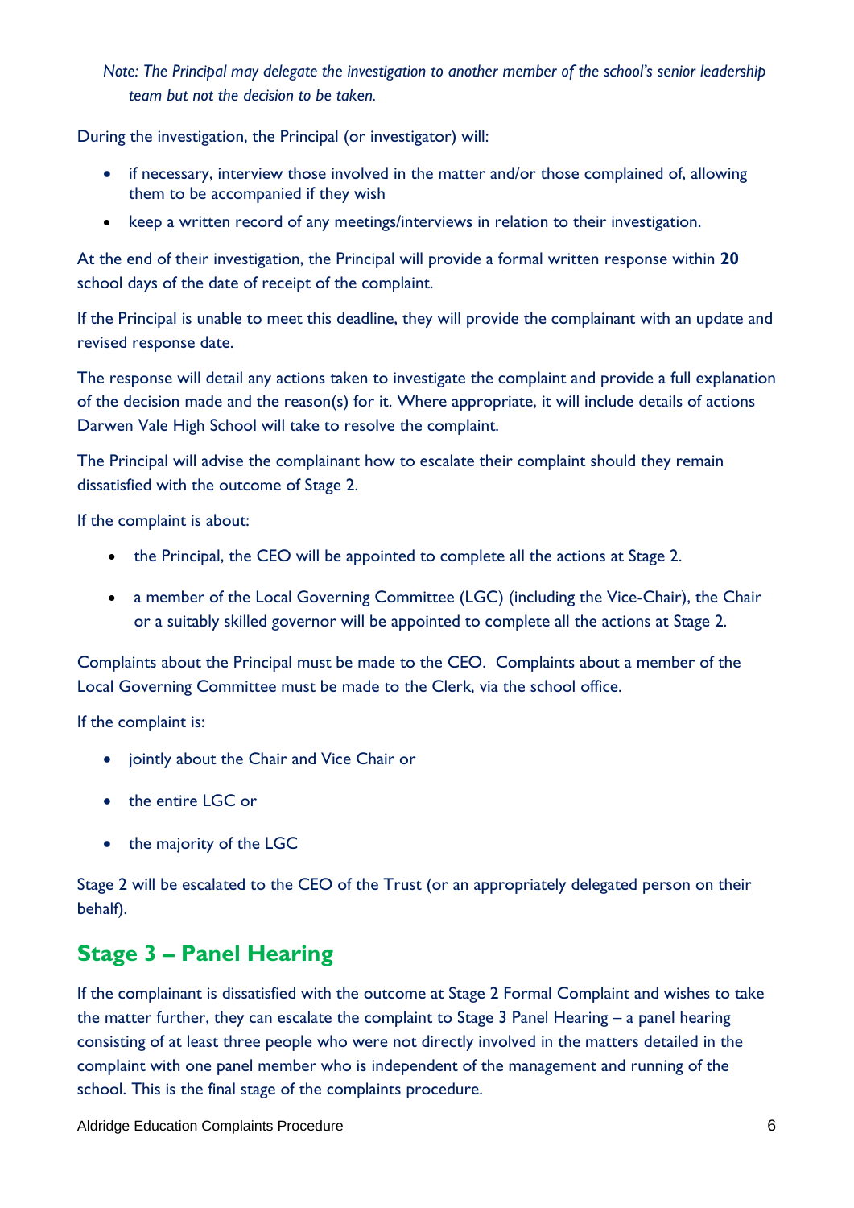*Note: The Principal may delegate the investigation to another member of the school's senior leadership team but not the decision to be taken.*

During the investigation, the Principal (or investigator) will:

- if necessary, interview those involved in the matter and/or those complained of, allowing them to be accompanied if they wish
- keep a written record of any meetings/interviews in relation to their investigation.

At the end of their investigation, the Principal will provide a formal written response within **20** school days of the date of receipt of the complaint.

If the Principal is unable to meet this deadline, they will provide the complainant with an update and revised response date.

The response will detail any actions taken to investigate the complaint and provide a full explanation of the decision made and the reason(s) for it. Where appropriate, it will include details of actions Darwen Vale High School will take to resolve the complaint.

The Principal will advise the complainant how to escalate their complaint should they remain dissatisfied with the outcome of Stage 2.

If the complaint is about:

- the Principal, the CEO will be appointed to complete all the actions at Stage 2.
- a member of the Local Governing Committee (LGC) (including the Vice-Chair), the Chair or a suitably skilled governor will be appointed to complete all the actions at Stage 2.

Complaints about the Principal must be made to the CEO. Complaints about a member of the Local Governing Committee must be made to the Clerk, via the school office.

If the complaint is:

- jointly about the Chair and Vice Chair or
- the entire LGC or
- the majority of the LGC

Stage 2 will be escalated to the CEO of the Trust (or an appropriately delegated person on their behalf).

## Stage 3 – Panel Hearing

If the complainant is dissatisfied with the outcome at Stage 2 Formal Complaint and wishes to take the matter further, they can escalate the complaint to Stage 3 Panel Hearing – a panel hearing consisting of at least three people who were not directly involved in the matters detailed in the complaint with one panel member who is independent of the management and running of the school. This is the final stage of the complaints procedure.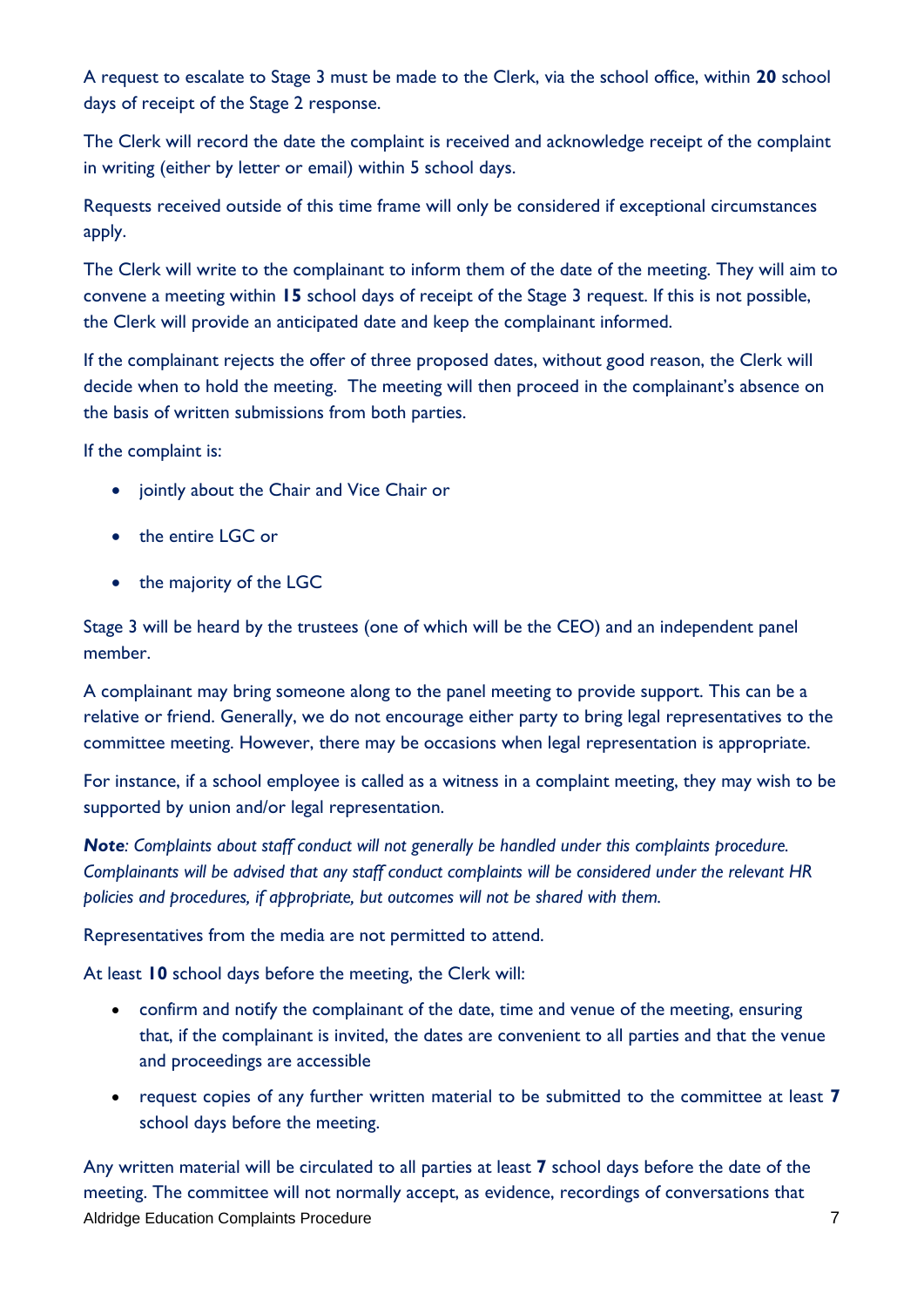A request to escalate to Stage 3 must be made to the Clerk, via the school office, within **20** school days of receipt of the Stage 2 response.

The Clerk will record the date the complaint is received and acknowledge receipt of the complaint in writing (either by letter or email) within 5 school days.

Requests received outside of this time frame will only be considered if exceptional circumstances apply.

The Clerk will write to the complainant to inform them of the date of the meeting. They will aim to convene a meeting within **15** school days of receipt of the Stage 3 request. If this is not possible, the Clerk will provide an anticipated date and keep the complainant informed.

If the complainant rejects the offer of three proposed dates, without good reason, the Clerk will decide when to hold the meeting. The meeting will then proceed in the complainant's absence on the basis of written submissions from both parties.

If the complaint is:

- jointly about the Chair and Vice Chair or
- the entire LGC or
- the majority of the LGC

Stage 3 will be heard by the trustees (one of which will be the CEO) and an independent panel member.

A complainant may bring someone along to the panel meeting to provide support. This can be a relative or friend. Generally, we do not encourage either party to bring legal representatives to the committee meeting. However, there may be occasions when legal representation is appropriate.

For instance, if a school employee is called as a witness in a complaint meeting, they may wish to be supported by union and/or legal representation.

***Note**: Complaints about staff conduct will not generally be handled under this complaints procedure. Complainants will be advised that any staff conduct complaints will be considered under the relevant HR policies and procedures, if appropriate, but outcomes will not be shared with them.*

Representatives from the media are not permitted to attend.

At least **10** school days before the meeting, the Clerk will:

- confirm and notify the complainant of the date, time and venue of the meeting, ensuring that, if the complainant is invited, the dates are convenient to all parties and that the venue and proceedings are accessible
- request copies of any further written material to be submitted to the committee at least **7** school days before the meeting.

Any written material will be circulated to all parties at least **7** school days before the date of the meeting. The committee will not normally accept, as evidence, recordings of conversations that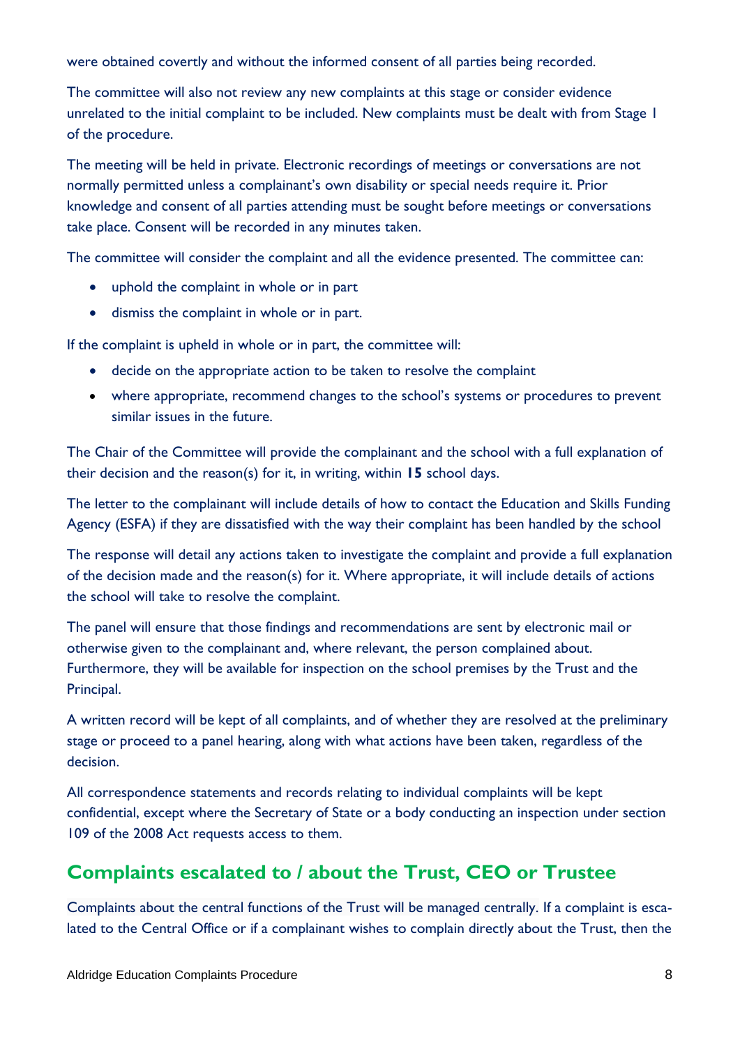were obtained covertly and without the informed consent of all parties being recorded.

The committee will also not review any new complaints at this stage or consider evidence unrelated to the initial complaint to be included. New complaints must be dealt with from Stage 1 of the procedure.

The meeting will be held in private. Electronic recordings of meetings or conversations are not normally permitted unless a complainant's own disability or special needs require it. Prior knowledge and consent of all parties attending must be sought before meetings or conversations take place. Consent will be recorded in any minutes taken.

The committee will consider the complaint and all the evidence presented. The committee can:

- uphold the complaint in whole or in part
- dismiss the complaint in whole or in part.

If the complaint is upheld in whole or in part, the committee will:

- decide on the appropriate action to be taken to resolve the complaint
- where appropriate, recommend changes to the school's systems or procedures to prevent similar issues in the future.

The Chair of the Committee will provide the complainant and the school with a full explanation of their decision and the reason(s) for it, in writing, within **15** school days.

The letter to the complainant will include details of how to contact the Education and Skills Funding Agency (ESFA) if they are dissatisfied with the way their complaint has been handled by the school

The response will detail any actions taken to investigate the complaint and provide a full explanation of the decision made and the reason(s) for it. Where appropriate, it will include details of actions the school will take to resolve the complaint.

The panel will ensure that those findings and recommendations are sent by electronic mail or otherwise given to the complainant and, where relevant, the person complained about. Furthermore, they will be available for inspection on the school premises by the Trust and the Principal.

A written record will be kept of all complaints, and of whether they are resolved at the preliminary stage or proceed to a panel hearing, along with what actions have been taken, regardless of the decision.

All correspondence statements and records relating to individual complaints will be kept confidential, except where the Secretary of State or a body conducting an inspection under section 109 of the 2008 Act requests access to them.

## Complaints escalated to / about the Trust, CEO or Trustee

Complaints about the central functions of the Trust will be managed centrally. If a complaint is escalated to the Central Office or if a complainant wishes to complain directly about the Trust, then the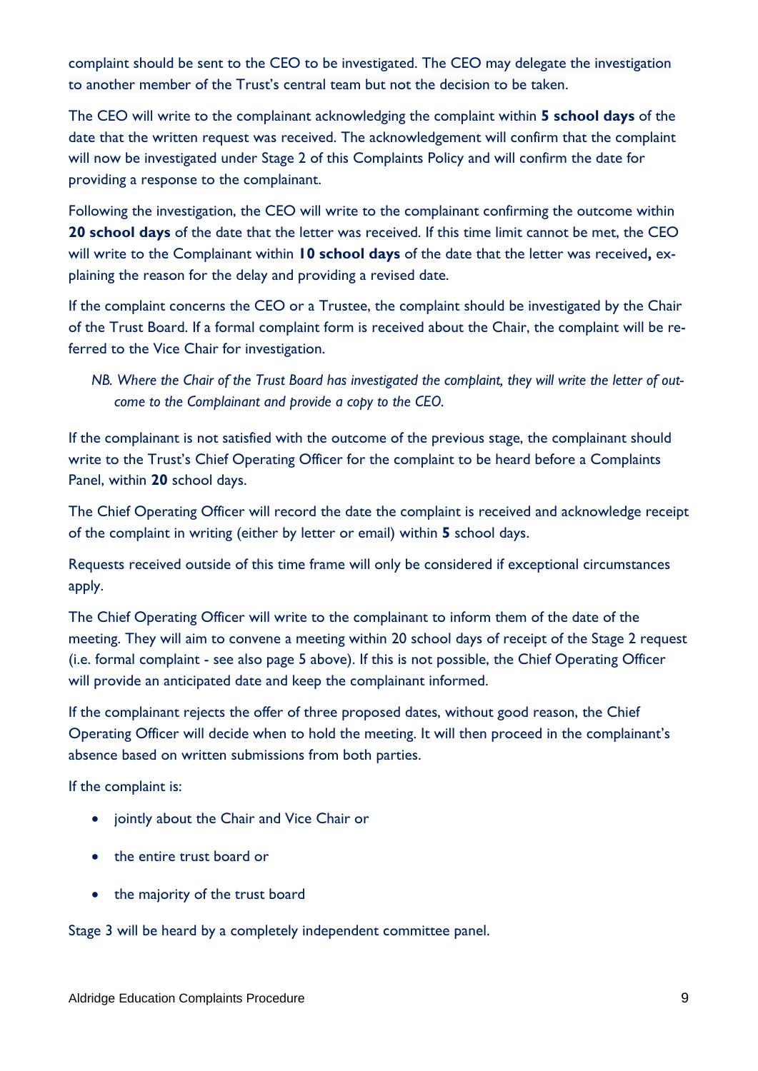complaint should be sent to the CEO to be investigated. The CEO may delegate the investigation to another member of the Trust's central team but not the decision to be taken.

The CEO will write to the complainant acknowledging the complaint within **5 school days** of the date that the written request was received. The acknowledgement will confirm that the complaint will now be investigated under Stage 2 of this Complaints Policy and will confirm the date for providing a response to the complainant.

Following the investigation, the CEO will write to the complainant confirming the outcome within **20 school days** of the date that the letter was received. If this time limit cannot be met, the CEO will write to the Complainant within **10 school days** of the date that the letter was received**,** explaining the reason for the delay and providing a revised date.

If the complaint concerns the CEO or a Trustee, the complaint should be investigated by the Chair of the Trust Board. If a formal complaint form is received about the Chair, the complaint will be referred to the Vice Chair for investigation.

*NB. Where the Chair of the Trust Board has investigated the complaint, they will write the letter of outcome to the Complainant and provide a copy to the CEO.*

If the complainant is not satisfied with the outcome of the previous stage, the complainant should write to the Trust's Chief Operating Officer for the complaint to be heard before a Complaints Panel, within **20** school days.

The Chief Operating Officer will record the date the complaint is received and acknowledge receipt of the complaint in writing (either by letter or email) within **5** school days.

Requests received outside of this time frame will only be considered if exceptional circumstances apply.

The Chief Operating Officer will write to the complainant to inform them of the date of the meeting. They will aim to convene a meeting within 20 school days of receipt of the Stage 2 request (i.e. formal complaint - see also page 5 above). If this is not possible, the Chief Operating Officer will provide an anticipated date and keep the complainant informed.

If the complainant rejects the offer of three proposed dates, without good reason, the Chief Operating Officer will decide when to hold the meeting. It will then proceed in the complainant's absence based on written submissions from both parties.

If the complaint is:

- jointly about the Chair and Vice Chair or
- the entire trust board or
- the majority of the trust board

Stage 3 will be heard by a completely independent committee panel.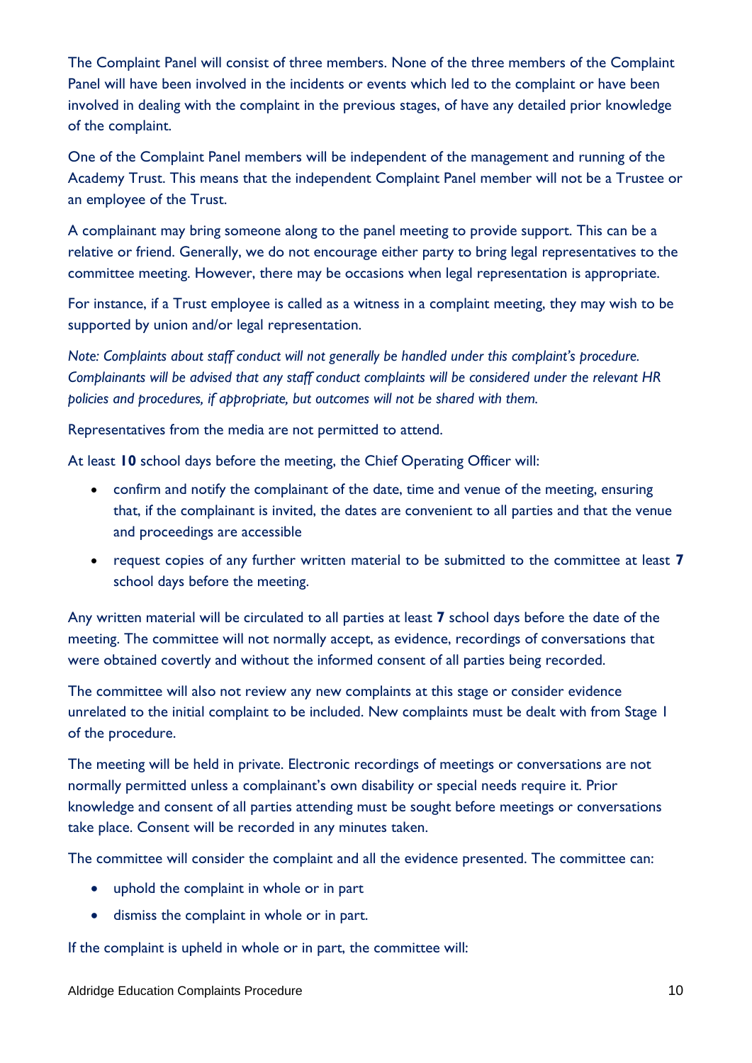The Complaint Panel will consist of three members. None of the three members of the Complaint Panel will have been involved in the incidents or events which led to the complaint or have been involved in dealing with the complaint in the previous stages, of have any detailed prior knowledge of the complaint.

One of the Complaint Panel members will be independent of the management and running of the Academy Trust. This means that the independent Complaint Panel member will not be a Trustee or an employee of the Trust.

A complainant may bring someone along to the panel meeting to provide support. This can be a relative or friend. Generally, we do not encourage either party to bring legal representatives to the committee meeting. However, there may be occasions when legal representation is appropriate.

For instance, if a Trust employee is called as a witness in a complaint meeting, they may wish to be supported by union and/or legal representation.

*Note: Complaints about staff conduct will not generally be handled under this complaint's procedure. Complainants will be advised that any staff conduct complaints will be considered under the relevant HR policies and procedures, if appropriate, but outcomes will not be shared with them.*

Representatives from the media are not permitted to attend.

At least **10** school days before the meeting, the Chief Operating Officer will:

- confirm and notify the complainant of the date, time and venue of the meeting, ensuring that, if the complainant is invited, the dates are convenient to all parties and that the venue and proceedings are accessible
- request copies of any further written material to be submitted to the committee at least **7** school days before the meeting.

Any written material will be circulated to all parties at least **7** school days before the date of the meeting. The committee will not normally accept, as evidence, recordings of conversations that were obtained covertly and without the informed consent of all parties being recorded.

The committee will also not review any new complaints at this stage or consider evidence unrelated to the initial complaint to be included. New complaints must be dealt with from Stage 1 of the procedure.

The meeting will be held in private. Electronic recordings of meetings or conversations are not normally permitted unless a complainant's own disability or special needs require it. Prior knowledge and consent of all parties attending must be sought before meetings or conversations take place. Consent will be recorded in any minutes taken.

The committee will consider the complaint and all the evidence presented. The committee can:

- uphold the complaint in whole or in part
- dismiss the complaint in whole or in part.

If the complaint is upheld in whole or in part, the committee will: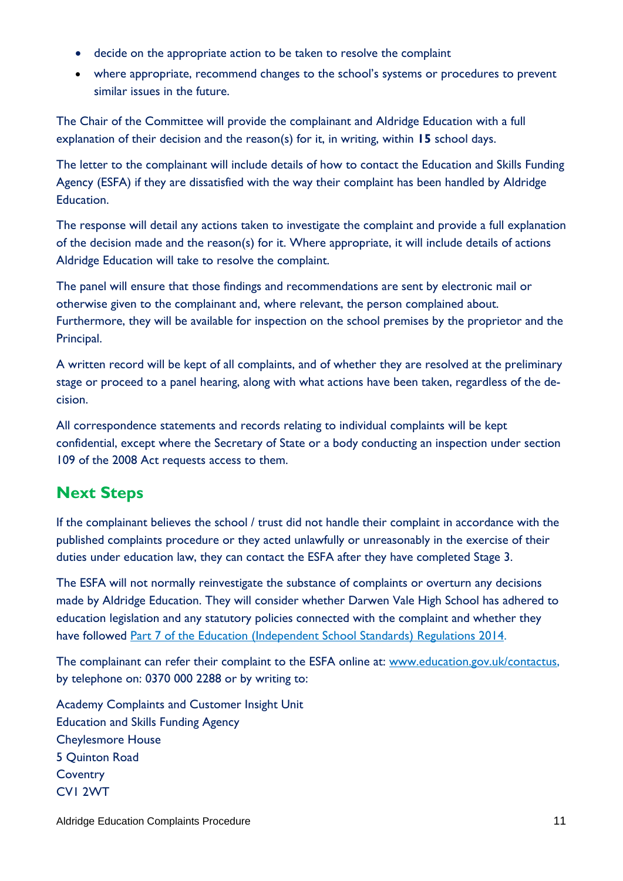- decide on the appropriate action to be taken to resolve the complaint
- where appropriate, recommend changes to the school's systems or procedures to prevent similar issues in the future.

The Chair of the Committee will provide the complainant and Aldridge Education with a full explanation of their decision and the reason(s) for it, in writing, within **15** school days.

The letter to the complainant will include details of how to contact the Education and Skills Funding Agency (ESFA) if they are dissatisfied with the way their complaint has been handled by Aldridge Education.

The response will detail any actions taken to investigate the complaint and provide a full explanation of the decision made and the reason(s) for it. Where appropriate, it will include details of actions Aldridge Education will take to resolve the complaint.

The panel will ensure that those findings and recommendations are sent by electronic mail or otherwise given to the complainant and, where relevant, the person complained about. Furthermore, they will be available for inspection on the school premises by the proprietor and the Principal.

A written record will be kept of all complaints, and of whether they are resolved at the preliminary stage or proceed to a panel hearing, along with what actions have been taken, regardless of the decision.

All correspondence statements and records relating to individual complaints will be kept confidential, except where the Secretary of State or a body conducting an inspection under section 109 of the 2008 Act requests access to them.

## Next Steps

If the complainant believes the school / trust did not handle their complaint in accordance with the published complaints procedure or they acted unlawfully or unreasonably in the exercise of their duties under education law, they can contact the ESFA after they have completed Stage 3.

The ESFA will not normally reinvestigate the substance of complaints or overturn any decisions made by Aldridge Education. They will consider whether Darwen Vale High School has adhered to education legislation and any statutory policies connected with the complaint and whether they have followed [Part 7 of the Education (Independent School Standards) Regulations 2014](Part 7 of the Education (Independent School Standards) Regulations 2014).

The complainant can refer their complaint to the ESFA online at: [www.education.gov.uk/contactus,](www.education.gov.uk/contactus) by telephone on: 0370 000 2288 or by writing to:

Academy Complaints and Customer Insight Unit
Education and Skills Funding Agency
Cheylesmore House
5 Quinton Road
Coventry
CV1 2WT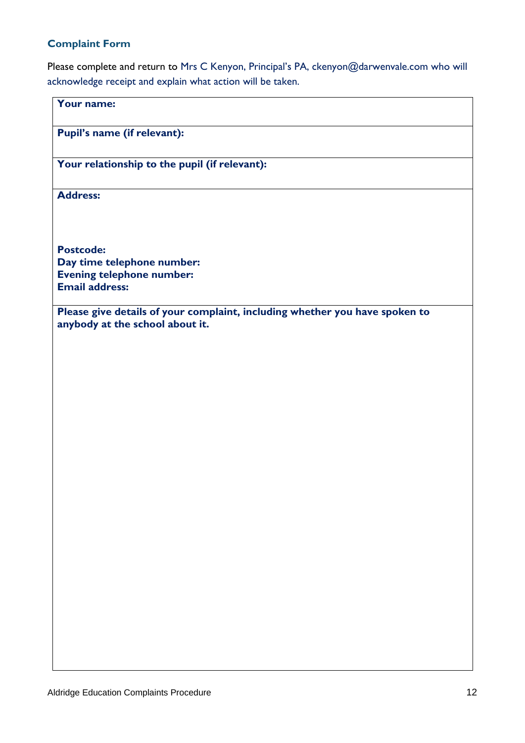### Complaint Form

Please complete and return to Mrs C Kenyon, Principal's PA, ckenyon@darwenvale.com who will acknowledge receipt and explain what action will be taken.

| **Your name:** |
|---|
| **Pupil's name (if relevant):** |
| **Your relationship to the pupil (if relevant):** |
| **Address:**<br><br><br>**Postcode:**<br>**Day time telephone number:**<br>**Evening telephone number:**<br>**Email address:** |
| **Please give details of your complaint, including whether you have spoken to anybody at the school about it.** |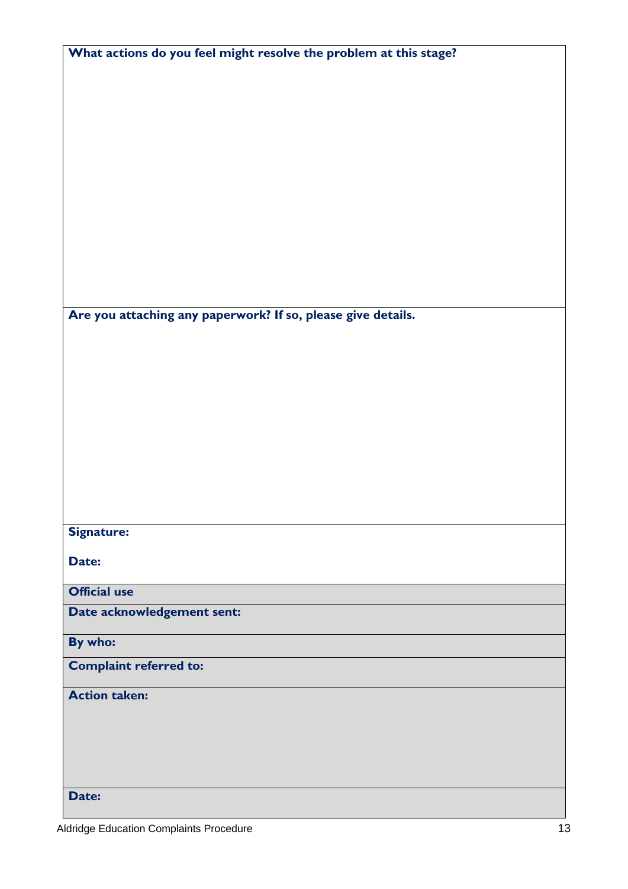**What actions do you feel might resolve the problem at this stage?**

**Are you attaching any paperwork? If so, please give details.**

**Signature:**

**Date:**

| **Official use** |
| --- |
| **Date acknowledgement sent:** |
| **By who:** |
| **Complaint referred to:** |
| **Action taken:** |
| **Date:** |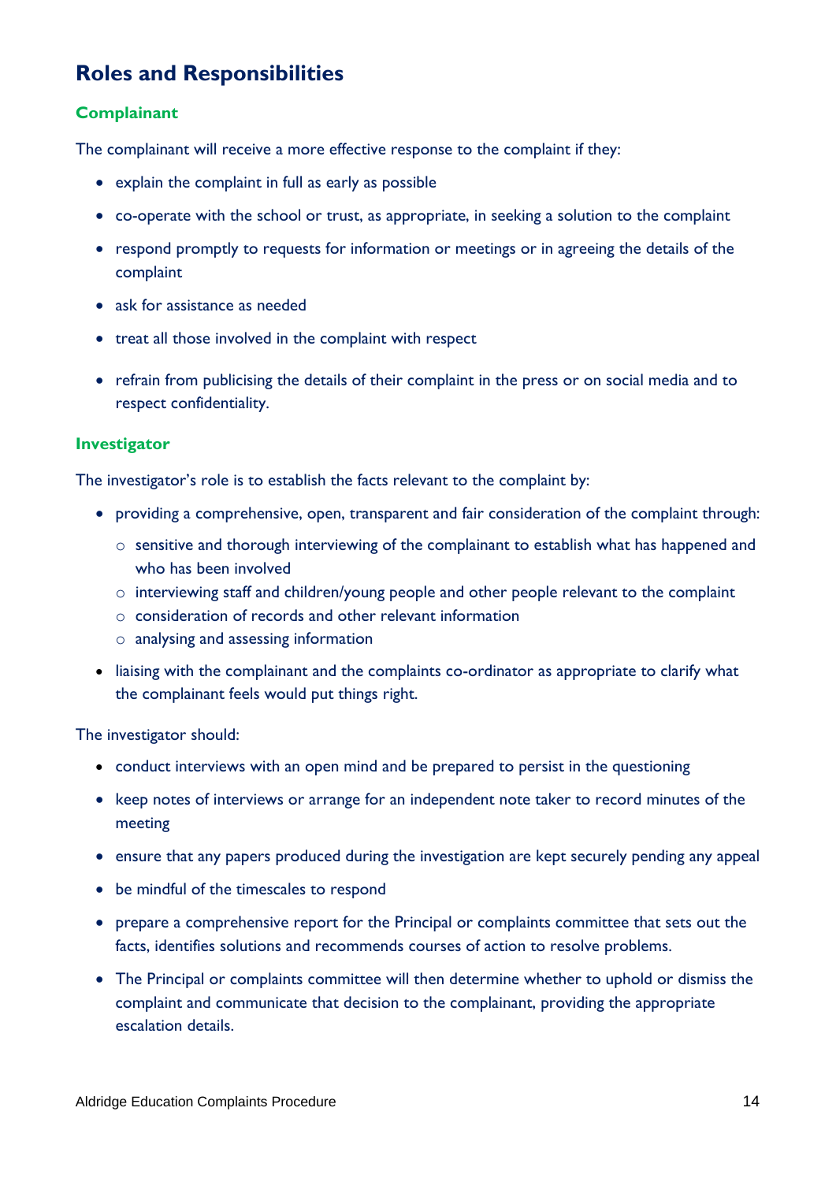## Roles and Responsibilities

### Complainant

The complainant will receive a more effective response to the complaint if they:

- explain the complaint in full as early as possible
- co-operate with the school or trust, as appropriate, in seeking a solution to the complaint
- respond promptly to requests for information or meetings or in agreeing the details of the complaint
- ask for assistance as needed
- treat all those involved in the complaint with respect
- refrain from publicising the details of their complaint in the press or on social media and to respect confidentiality.

### Investigator

The investigator's role is to establish the facts relevant to the complaint by:

- providing a comprehensive, open, transparent and fair consideration of the complaint through:
  - sensitive and thorough interviewing of the complainant to establish what has happened and who has been involved
  - interviewing staff and children/young people and other people relevant to the complaint
  - consideration of records and other relevant information
  - analysing and assessing information
- liaising with the complainant and the complaints co-ordinator as appropriate to clarify what the complainant feels would put things right.

The investigator should:

- conduct interviews with an open mind and be prepared to persist in the questioning
- keep notes of interviews or arrange for an independent note taker to record minutes of the meeting
- ensure that any papers produced during the investigation are kept securely pending any appeal
- be mindful of the timescales to respond
- prepare a comprehensive report for the Principal or complaints committee that sets out the facts, identifies solutions and recommends courses of action to resolve problems.
- The Principal or complaints committee will then determine whether to uphold or dismiss the complaint and communicate that decision to the complainant, providing the appropriate escalation details.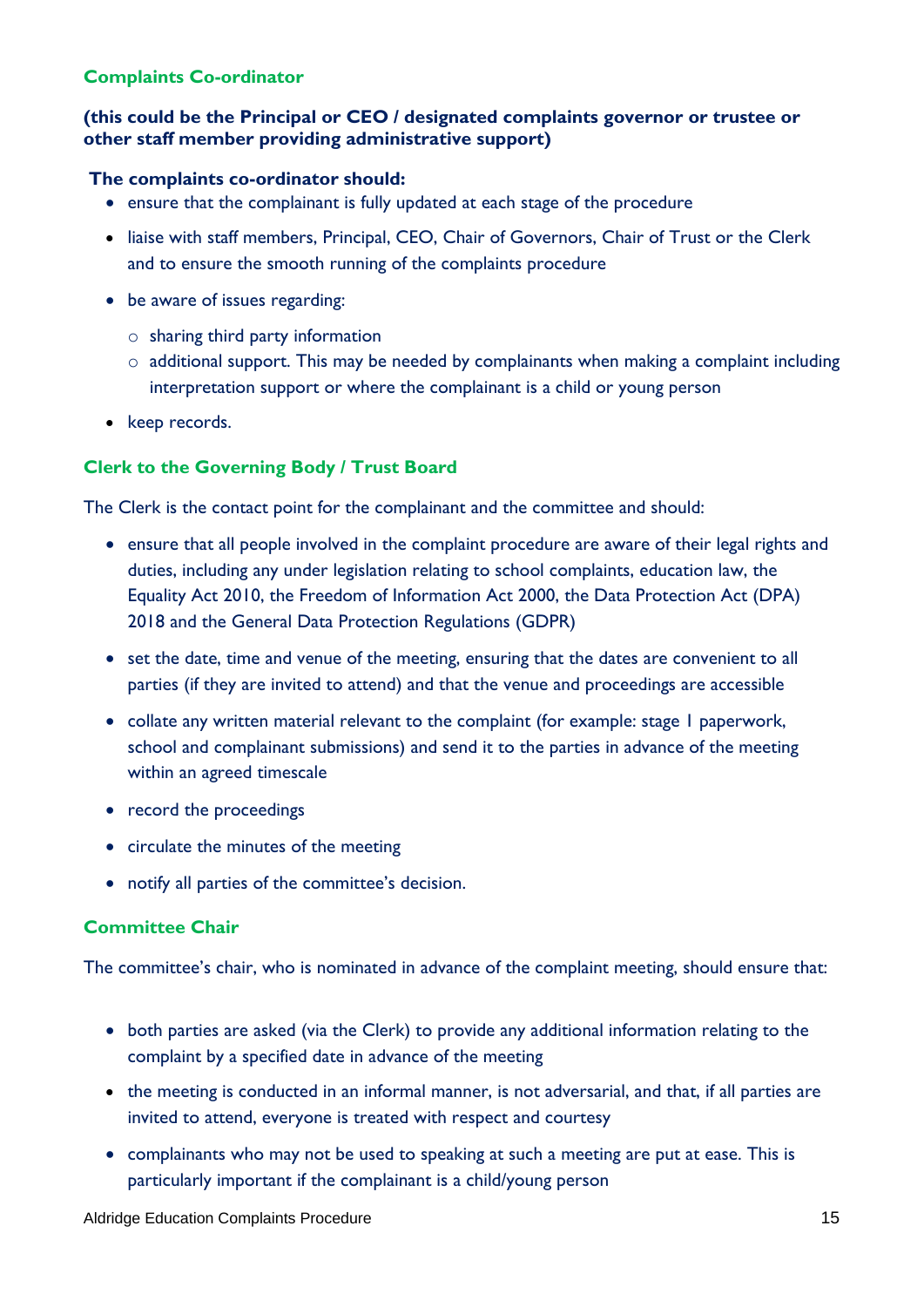### Complaints Co-ordinator

**(this could be the Principal or CEO / designated complaints governor or trustee or other staff member providing administrative support)**

**The complaints co-ordinator should:**

- ensure that the complainant is fully updated at each stage of the procedure
- liaise with staff members, Principal, CEO, Chair of Governors, Chair of Trust or the Clerk and to ensure the smooth running of the complaints procedure
- be aware of issues regarding:
  - sharing third party information
  - additional support. This may be needed by complainants when making a complaint including interpretation support or where the complainant is a child or young person
- keep records.

### Clerk to the Governing Body / Trust Board

The Clerk is the contact point for the complainant and the committee and should:

- ensure that all people involved in the complaint procedure are aware of their legal rights and duties, including any under legislation relating to school complaints, education law, the Equality Act 2010, the Freedom of Information Act 2000, the Data Protection Act (DPA) 2018 and the General Data Protection Regulations (GDPR)
- set the date, time and venue of the meeting, ensuring that the dates are convenient to all parties (if they are invited to attend) and that the venue and proceedings are accessible
- collate any written material relevant to the complaint (for example: stage 1 paperwork, school and complainant submissions) and send it to the parties in advance of the meeting within an agreed timescale
- record the proceedings
- circulate the minutes of the meeting
- notify all parties of the committee's decision.

### Committee Chair

The committee's chair, who is nominated in advance of the complaint meeting, should ensure that:

- both parties are asked (via the Clerk) to provide any additional information relating to the complaint by a specified date in advance of the meeting
- the meeting is conducted in an informal manner, is not adversarial, and that, if all parties are invited to attend, everyone is treated with respect and courtesy
- complainants who may not be used to speaking at such a meeting are put at ease. This is particularly important if the complainant is a child/young person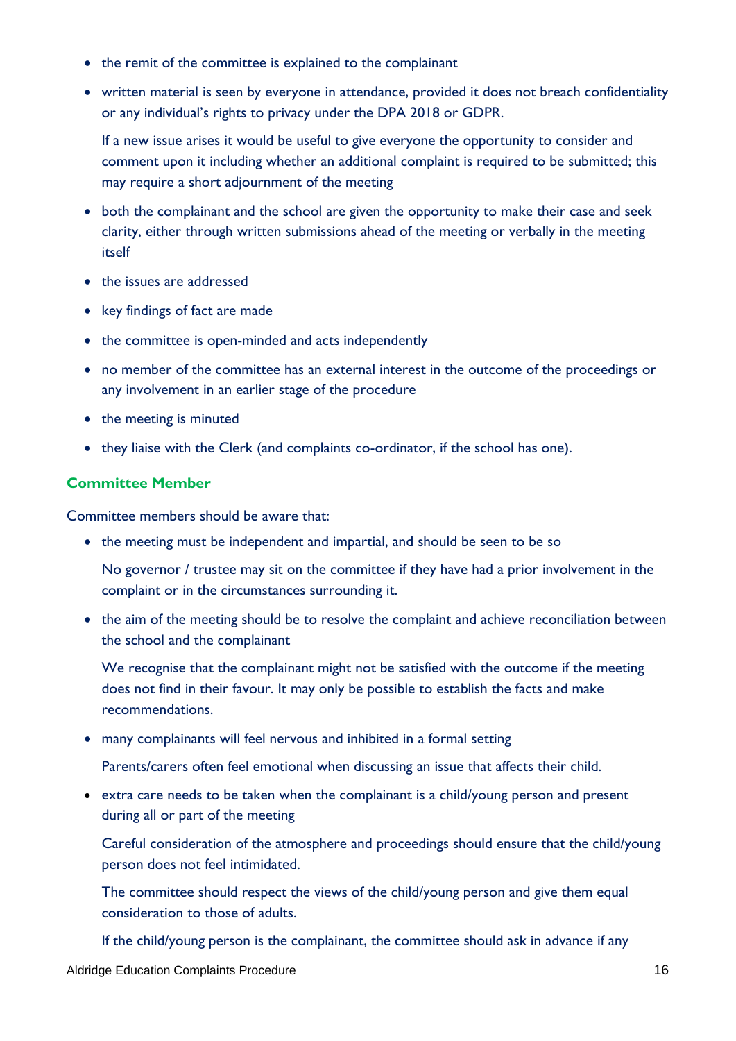- the remit of the committee is explained to the complainant
- written material is seen by everyone in attendance, provided it does not breach confidentiality or any individual's rights to privacy under the DPA 2018 or GDPR.

  If a new issue arises it would be useful to give everyone the opportunity to consider and comment upon it including whether an additional complaint is required to be submitted; this may require a short adjournment of the meeting
- both the complainant and the school are given the opportunity to make their case and seek clarity, either through written submissions ahead of the meeting or verbally in the meeting itself
- the issues are addressed
- key findings of fact are made
- the committee is open-minded and acts independently
- no member of the committee has an external interest in the outcome of the proceedings or any involvement in an earlier stage of the procedure
- the meeting is minuted
- they liaise with the Clerk (and complaints co-ordinator, if the school has one).

### Committee Member

Committee members should be aware that:

- the meeting must be independent and impartial, and should be seen to be so

  No governor / trustee may sit on the committee if they have had a prior involvement in the complaint or in the circumstances surrounding it.
- the aim of the meeting should be to resolve the complaint and achieve reconciliation between the school and the complainant

  We recognise that the complainant might not be satisfied with the outcome if the meeting does not find in their favour. It may only be possible to establish the facts and make recommendations.
- many complainants will feel nervous and inhibited in a formal setting

  Parents/carers often feel emotional when discussing an issue that affects their child.
- extra care needs to be taken when the complainant is a child/young person and present during all or part of the meeting

  Careful consideration of the atmosphere and proceedings should ensure that the child/young person does not feel intimidated.

  The committee should respect the views of the child/young person and give them equal consideration to those of adults.

  If the child/young person is the complainant, the committee should ask in advance if any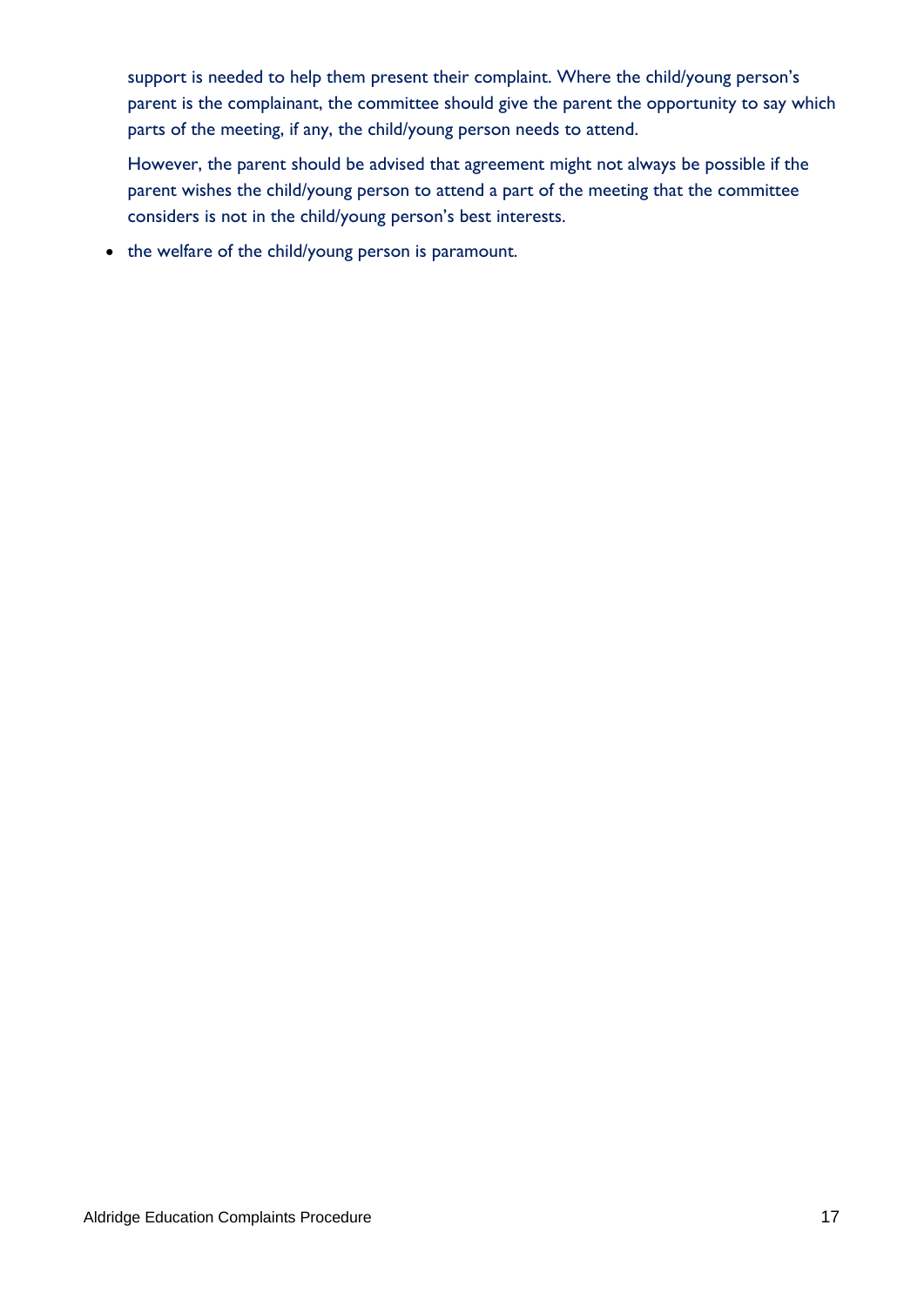support is needed to help them present their complaint. Where the child/young person's parent is the complainant, the committee should give the parent the opportunity to say which parts of the meeting, if any, the child/young person needs to attend.

However, the parent should be advised that agreement might not always be possible if the parent wishes the child/young person to attend a part of the meeting that the committee considers is not in the child/young person's best interests.

- the welfare of the child/young person is paramount.